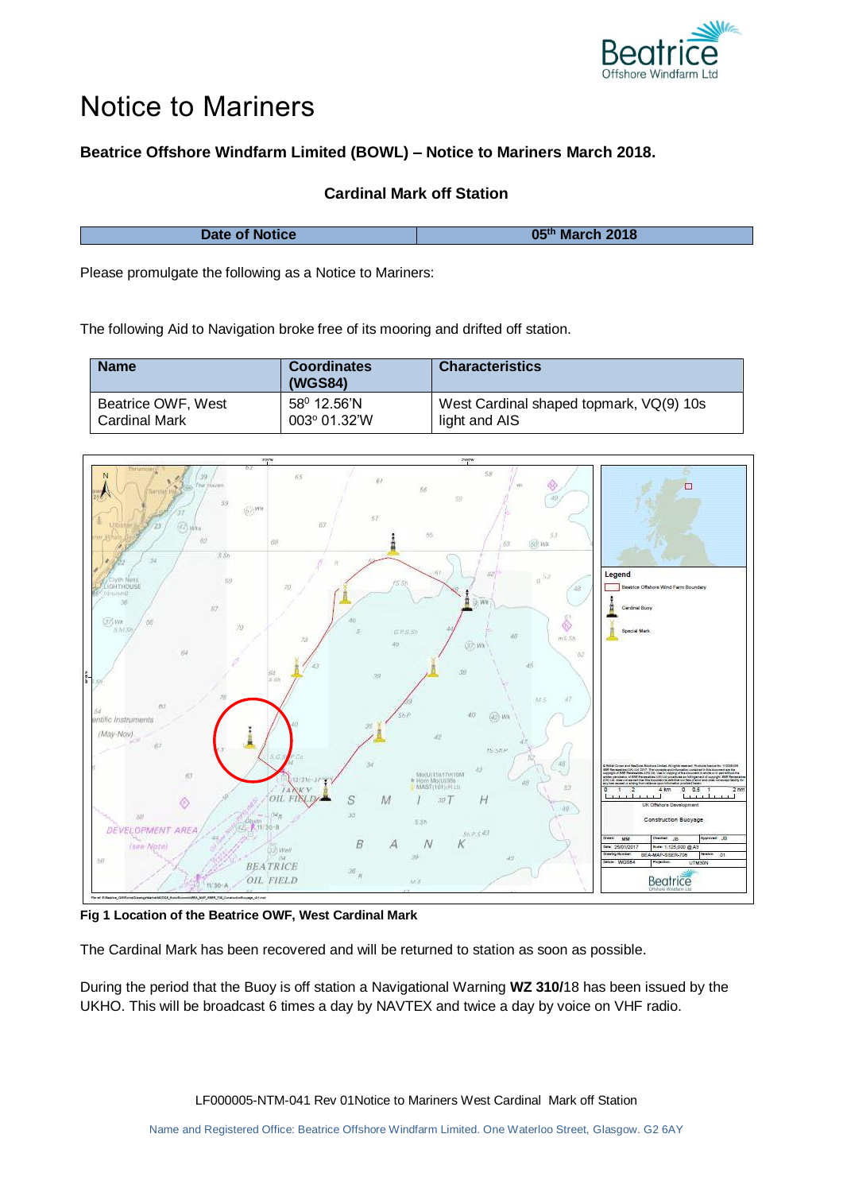# Notice to Mariners

**Beatrice Offshore Windfarm Limited (BOWL) – Notice to Mariners March 2018.**

**Cardinal Mark off Station**

| Date of Notice | 05th March 2018 |
|---|---|

Please promulgate the following as a Notice to Mariners:

The following Aid to Navigation broke free of its mooring and drifted off station.

| Name | Coordinates (WGS84) | Characteristics |
|---|---|---|
| Beatrice OWF, West Cardinal Mark | 58⁰ 12.56'N<br>003º 01.32'W | West Cardinal shaped topmark, VQ(9) 10s light and AIS |

**Fig 1 Location of the Beatrice OWF, West Cardinal Mark**

The Cardinal Mark has been recovered and will be returned to station as soon as possible.

During the period that the Buoy is off station a Navigational Warning **WZ 310/**18 has been issued by the UKHO. This will be broadcast 6 times a day by NAVTEX and twice a day by voice on VHF radio.

LF000005-NTM-041 Rev 01Notice to Mariners West Cardinal Mark off Station

Name and Registered Office: Beatrice Offshore Windfarm Limited. One Waterloo Street, Glasgow. G2 6AY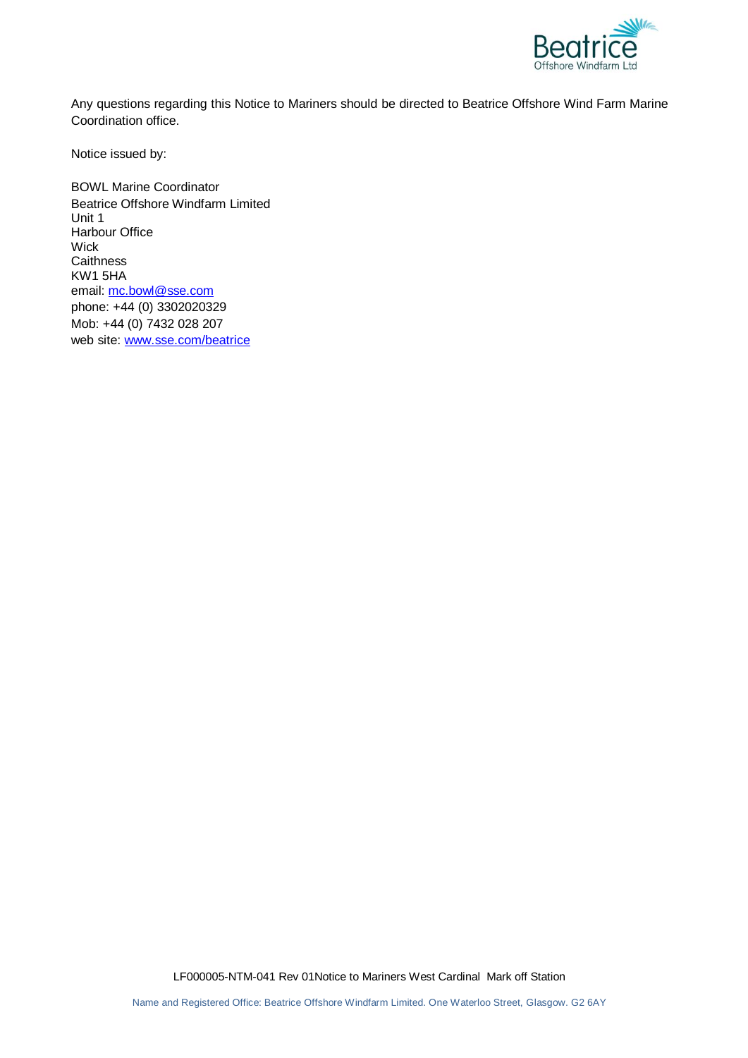Any questions regarding this Notice to Mariners should be directed to Beatrice Offshore Wind Farm Marine Coordination office.

Notice issued by:

BOWL Marine Coordinator  
Beatrice Offshore Windfarm Limited  
Unit 1  
Harbour Office  
Wick  
Caithness  
KW1 5HA  
email: mc.bowl@sse.com  
phone: +44 (0) 3302020329  
Mob: +44 (0) 7432 028 207  
web site: www.sse.com/beatrice